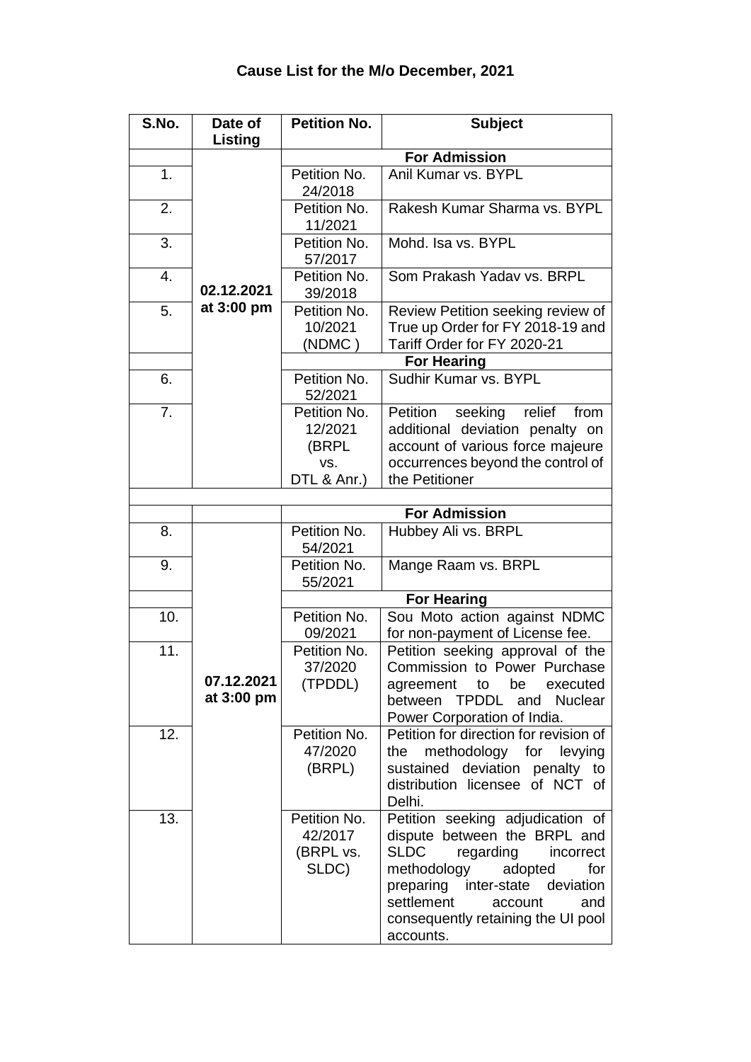# Cause List for the M/o December, 2021

| S.No. | Date of Listing | Petition No. | Subject |
|---|---|---|---|
| | 02.12.2021 at 3:00 pm | **For Admission** | |
| 1. | | Petition No. 24/2018 | Anil Kumar vs. BYPL |
| 2. | | Petition No. 11/2021 | Rakesh Kumar Sharma vs. BYPL |
| 3. | | Petition No. 57/2017 | Mohd. Isa vs. BYPL |
| 4. | | Petition No. 39/2018 | Som Prakash Yadav vs. BRPL |
| 5. | | Petition No. 10/2021 (NDMC ) | Review Petition seeking review of True up Order for FY 2018-19 and Tariff Order for FY 2020-21 |
| | | **For Hearing** | |
| 6. | | Petition No. 52/2021 | Sudhir Kumar vs. BYPL |
| 7. | | Petition No. 12/2021 (BRPL vs. DTL & Anr.) | Petition seeking relief from additional deviation penalty on account of various force majeure occurrences beyond the control of the Petitioner |
| | | | |
| | 07.12.2021 at 3:00 pm | **For Admission** | |
| 8. | | Petition No. 54/2021 | Hubbey Ali vs. BRPL |
| 9. | | Petition No. 55/2021 | Mange Raam vs. BRPL |
| | | **For Hearing** | |
| 10. | | Petition No. 09/2021 | Sou Moto action against NDMC for non-payment of License fee. |
| 11. | | Petition No. 37/2020 (TPDDL) | Petition seeking approval of the Commission to Power Purchase agreement to be executed between TPDDL and Nuclear Power Corporation of India. |
| 12. | | Petition No. 47/2020 (BRPL) | Petition for direction for revision of the methodology for levying sustained deviation penalty to distribution licensee of NCT of Delhi. |
| 13. | | Petition No. 42/2017 (BRPL vs. SLDC) | Petition seeking adjudication of dispute between the BRPL and SLDC regarding incorrect methodology adopted for preparing inter-state deviation settlement account and consequently retaining the UI pool accounts. |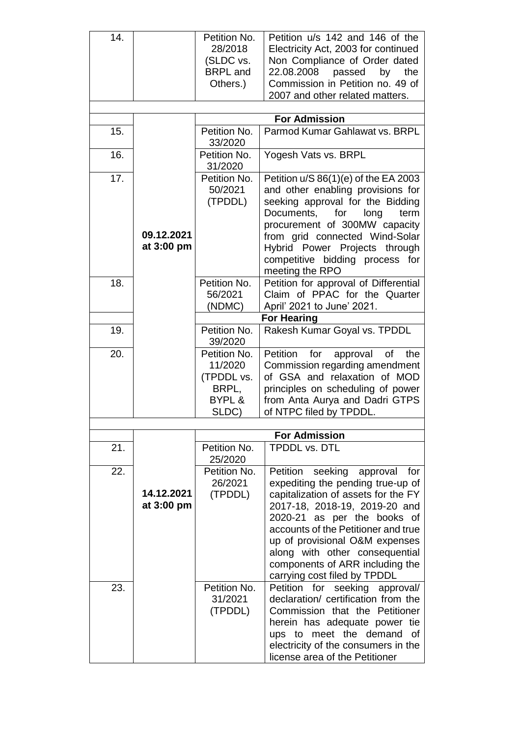| 14. | | Petition No. 28/2018 (SLDC vs. BRPL and Others.) | Petition u/s 142 and 146 of the Electricity Act, 2003 for continued Non Compliance of Order dated 22.08.2008 passed by the Commission in Petition no. 49 of 2007 and other related matters. |
|---|---|---|---|
| | | | |
| | | **For Admission** | |
| 15. | **09.12.2021 at 3:00 pm** | Petition No. 33/2020 | Parmod Kumar Gahlawat vs. BRPL |
| 16. | | Petition No. 31/2020 | Yogesh Vats vs. BRPL |
| 17. | | Petition No. 50/2021 (TPDDL) | Petition u/S 86(1)(e) of the EA 2003 and other enabling provisions for seeking approval for the Bidding Documents, for long term procurement of 300MW capacity from grid connected Wind-Solar Hybrid Power Projects through competitive bidding process for meeting the RPO |
| 18. | | Petition No. 56/2021 (NDMC) | Petition for approval of Differential Claim of PPAC for the Quarter April' 2021 to June' 2021. |
| | | **For Hearing** | |
| 19. | | Petition No. 39/2020 | Rakesh Kumar Goyal vs. TPDDL |
| 20. | | Petition No. 11/2020 (TPDDL vs. BRPL, BYPL & SLDC) | Petition for approval of the Commission regarding amendment of GSA and relaxation of MOD principles on scheduling of power from Anta Aurya and Dadri GTPS of NTPC filed by TPDDL. |
| | | | |
| | | **For Admission** | |
| 21. | **14.12.2021 at 3:00 pm** | Petition No. 25/2020 | TPDDL vs. DTL |
| 22. | | Petition No. 26/2021 (TPDDL) | Petition seeking approval for expediting the pending true-up of capitalization of assets for the FY 2017-18, 2018-19, 2019-20 and 2020-21 as per the books of accounts of the Petitioner and true up of provisional O&M expenses along with other consequential components of ARR including the carrying cost filed by TPDDL |
| 23. | | Petition No. 31/2021 (TPDDL) | Petition for seeking approval/ declaration/ certification from the Commission that the Petitioner herein has adequate power tie ups to meet the demand of electricity of the consumers in the license area of the Petitioner |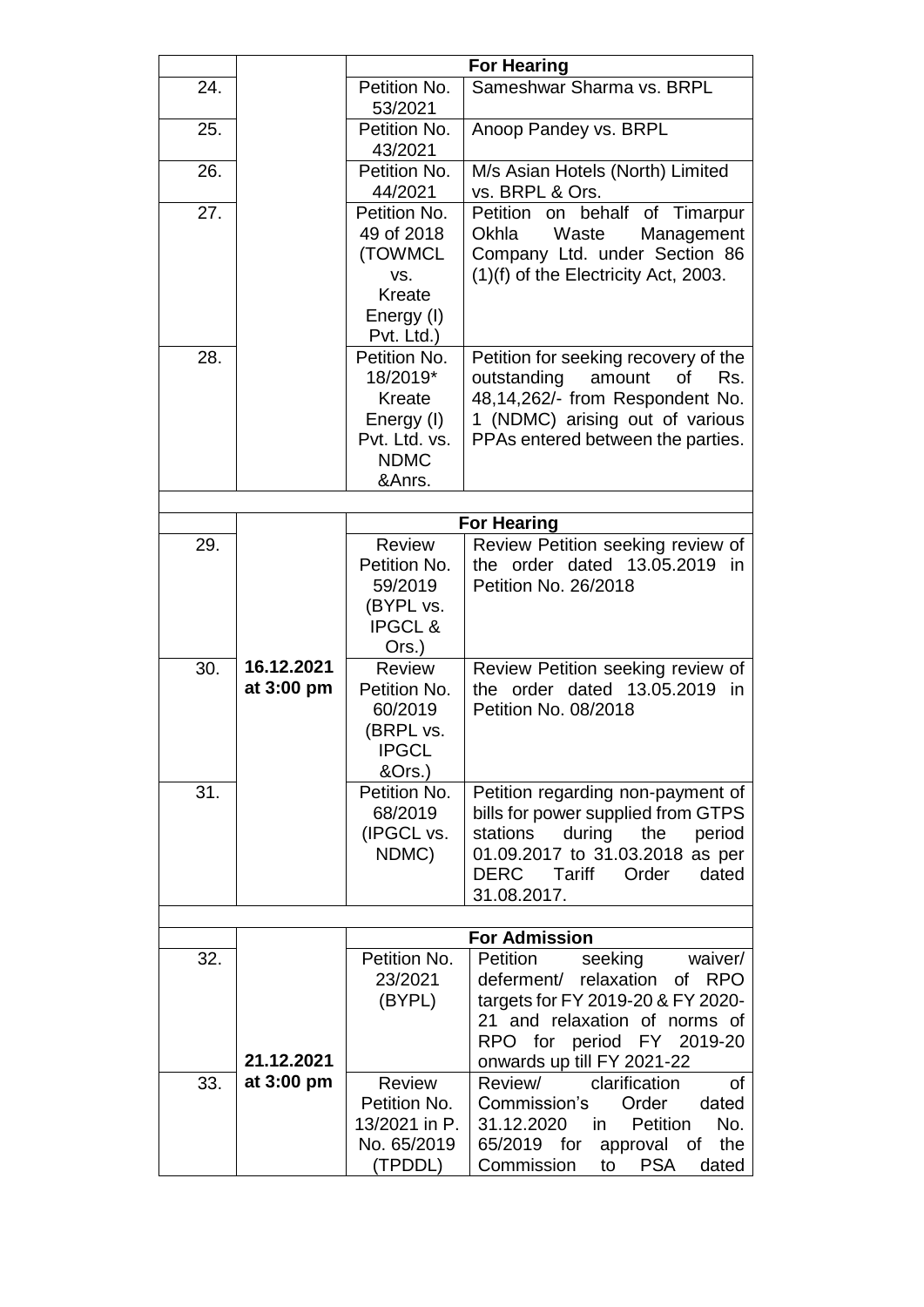| | | For Hearing | |
|---|---|---|---|
| 24. | | Petition No. 53/2021 | Sameshwar Sharma vs. BRPL |
| 25. | | Petition No. 43/2021 | Anoop Pandey vs. BRPL |
| 26. | | Petition No. 44/2021 | M/s Asian Hotels (North) Limited vs. BRPL & Ors. |
| 27. | | Petition No. 49 of 2018 (TOWMCL vs. Kreate Energy (I) Pvt. Ltd.) | Petition on behalf of Timarpur Okhla Waste Management Company Ltd. under Section 86 (1)(f) of the Electricity Act, 2003. |
| 28. | | Petition No. 18/2019* Kreate Energy (I) Pvt. Ltd. vs. NDMC &Anrs. | Petition for seeking recovery of the outstanding amount of Rs. 48,14,262/- from Respondent No. 1 (NDMC) arising out of various PPAs entered between the parties. |
| | | | |
| | | For Hearing | |
| 29. | 16.12.2021 at 3:00 pm | Review Petition No. 59/2019 (BYPL vs. IPGCL & Ors.) | Review Petition seeking review of the order dated 13.05.2019 in Petition No. 26/2018 |
| 30. | | Review Petition No. 60/2019 (BRPL vs. IPGCL &Ors.) | Review Petition seeking review of the order dated 13.05.2019 in Petition No. 08/2018 |
| 31. | | Petition No. 68/2019 (IPGCL vs. NDMC) | Petition regarding non-payment of bills for power supplied from GTPS stations during the period 01.09.2017 to 31.03.2018 as per DERC Tariff Order dated 31.08.2017. |
| | | | |
| | | For Admission | |
| 32. | 21.12.2021 at 3:00 pm | Petition No. 23/2021 (BYPL) | Petition seeking waiver/ deferment/ relaxation of RPO targets for FY 2019-20 & FY 2020-21 and relaxation of norms of RPO for period FY 2019-20 onwards up till FY 2021-22 |
| 33. | | Review Petition No. 13/2021 in P. No. 65/2019 (TPDDL) | Review/ clarification of Commission's Order dated 31.12.2020 in Petition No. 65/2019 for approval of the Commission to PSA dated |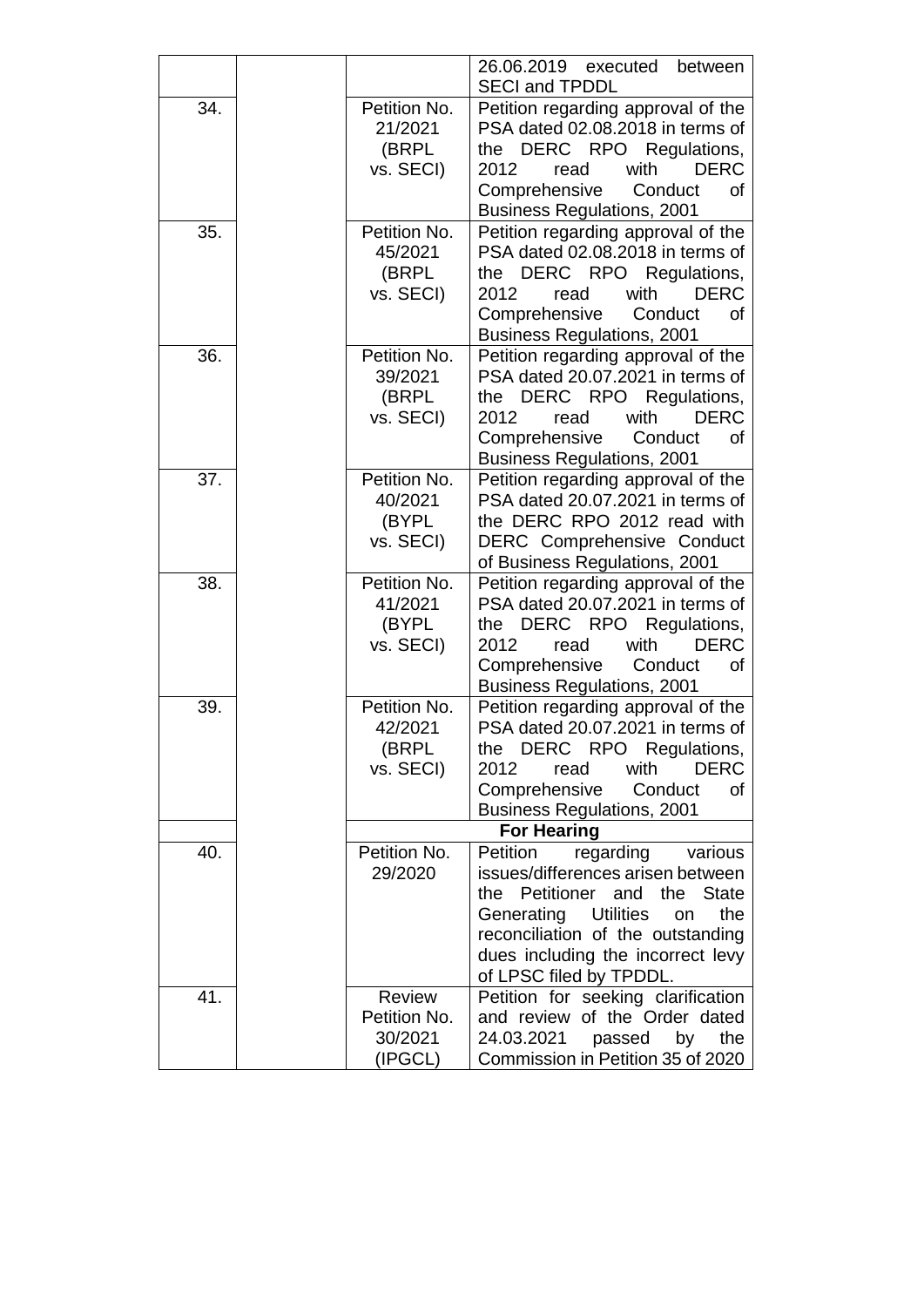| | | | |
|---|---|---|---|
| | | | 26.06.2019 executed between SECI and TPDDL |
| 34. | | Petition No. 21/2021 (BRPL vs. SECI) | Petition regarding approval of the PSA dated 02.08.2018 in terms of the DERC RPO Regulations, 2012 read with DERC Comprehensive Conduct of Business Regulations, 2001 |
| 35. | | Petition No. 45/2021 (BRPL vs. SECI) | Petition regarding approval of the PSA dated 02.08.2018 in terms of the DERC RPO Regulations, 2012 read with DERC Comprehensive Conduct of Business Regulations, 2001 |
| 36. | | Petition No. 39/2021 (BRPL vs. SECI) | Petition regarding approval of the PSA dated 20.07.2021 in terms of the DERC RPO Regulations, 2012 read with DERC Comprehensive Conduct of Business Regulations, 2001 |
| 37. | | Petition No. 40/2021 (BYPL vs. SECI) | Petition regarding approval of the PSA dated 20.07.2021 in terms of the DERC RPO 2012 read with DERC Comprehensive Conduct of Business Regulations, 2001 |
| 38. | | Petition No. 41/2021 (BYPL vs. SECI) | Petition regarding approval of the PSA dated 20.07.2021 in terms of the DERC RPO Regulations, 2012 read with DERC Comprehensive Conduct of Business Regulations, 2001 |
| 39. | | Petition No. 42/2021 (BRPL vs. SECI) | Petition regarding approval of the PSA dated 20.07.2021 in terms of the DERC RPO Regulations, 2012 read with DERC Comprehensive Conduct of Business Regulations, 2001 |
| | | **For Hearing** | |
| 40. | | Petition No. 29/2020 | Petition regarding various issues/differences arisen between the Petitioner and the State Generating Utilities on the reconciliation of the outstanding dues including the incorrect levy of LPSC filed by TPDDL. |
| 41. | | Review Petition No. 30/2021 (IPGCL) | Petition for seeking clarification and review of the Order dated 24.03.2021 passed by the Commission in Petition 35 of 2020 |